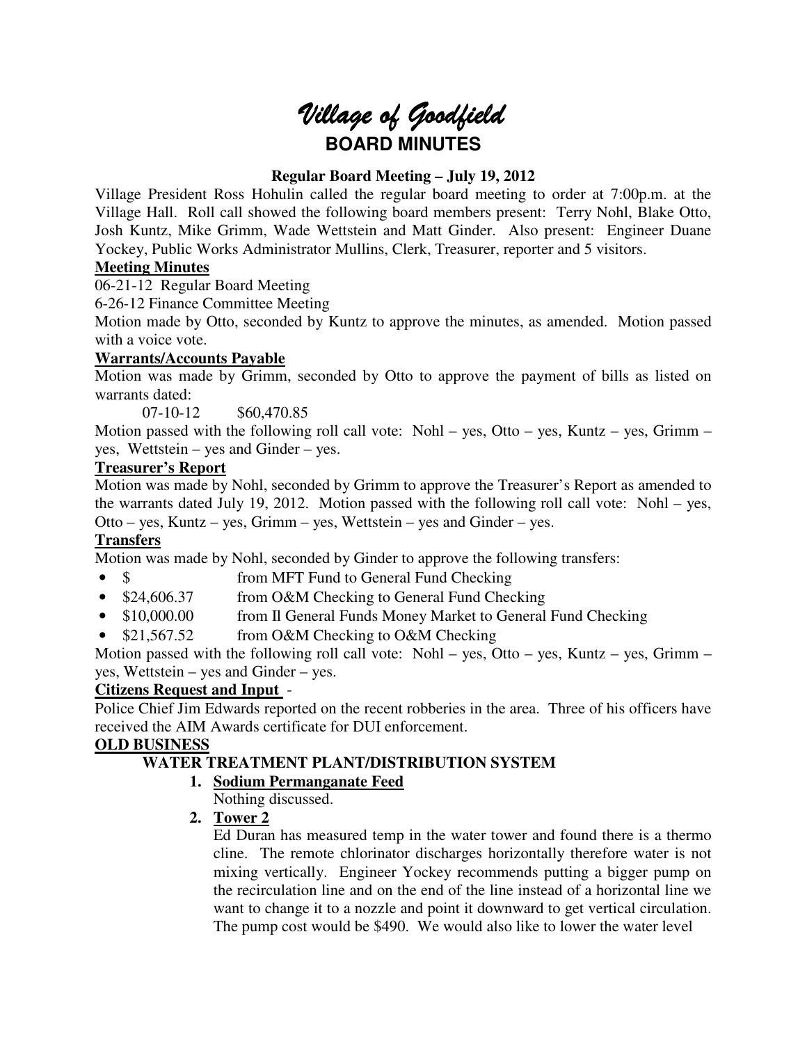# Village of Goodfield

## BOARD MINUTES

**Regular Board Meeting – July 19, 2012**

Village President Ross Hohulin called the regular board meeting to order at 7:00p.m. at the Village Hall. Roll call showed the following board members present: Terry Nohl, Blake Otto, Josh Kuntz, Mike Grimm, Wade Wettstein and Matt Ginder. Also present: Engineer Duane Yockey, Public Works Administrator Mullins, Clerk, Treasurer, reporter and 5 visitors.

**Meeting Minutes**

06-21-12 Regular Board Meeting

6-26-12 Finance Committee Meeting

Motion made by Otto, seconded by Kuntz to approve the minutes, as amended. Motion passed with a voice vote.

**Warrants/Accounts Payable**

Motion was made by Grimm, seconded by Otto to approve the payment of bills as listed on warrants dated:

07-10-12 $60,470.85

Motion passed with the following roll call vote: Nohl – yes, Otto – yes, Kuntz – yes, Grimm – yes, Wettstein – yes and Ginder – yes.

**Treasurer's Report**

Motion was made by Nohl, seconded by Grimm to approve the Treasurer's Report as amended to the warrants dated July 19, 2012. Motion passed with the following roll call vote: Nohl – yes, Otto – yes, Kuntz – yes, Grimm – yes, Wettstein – yes and Ginder – yes.

**Transfers**

Motion was made by Nohl, seconded by Ginder to approve the following transfers:

- $ from MFT Fund to General Fund Checking
- $24,606.37 from O&M Checking to General Fund Checking
- $10,000.00 from Il General Funds Money Market to General Fund Checking
- $21,567.52 from O&M Checking to O&M Checking

Motion passed with the following roll call vote: Nohl – yes, Otto – yes, Kuntz – yes, Grimm – yes, Wettstein – yes and Ginder – yes.

**Citizens Request and Input** -

Police Chief Jim Edwards reported on the recent robberies in the area. Three of his officers have received the AIM Awards certificate for DUI enforcement.

**OLD BUSINESS**

**WATER TREATMENT PLANT/DISTRIBUTION SYSTEM**

1. **Sodium Permanganate Feed**

   Nothing discussed.

2. **Tower 2**

   Ed Duran has measured temp in the water tower and found there is a thermo cline. The remote chlorinator discharges horizontally therefore water is not mixing vertically. Engineer Yockey recommends putting a bigger pump on the recirculation line and on the end of the line instead of a horizontal line we want to change it to a nozzle and point it downward to get vertical circulation. The pump cost would be $490. We would also like to lower the water level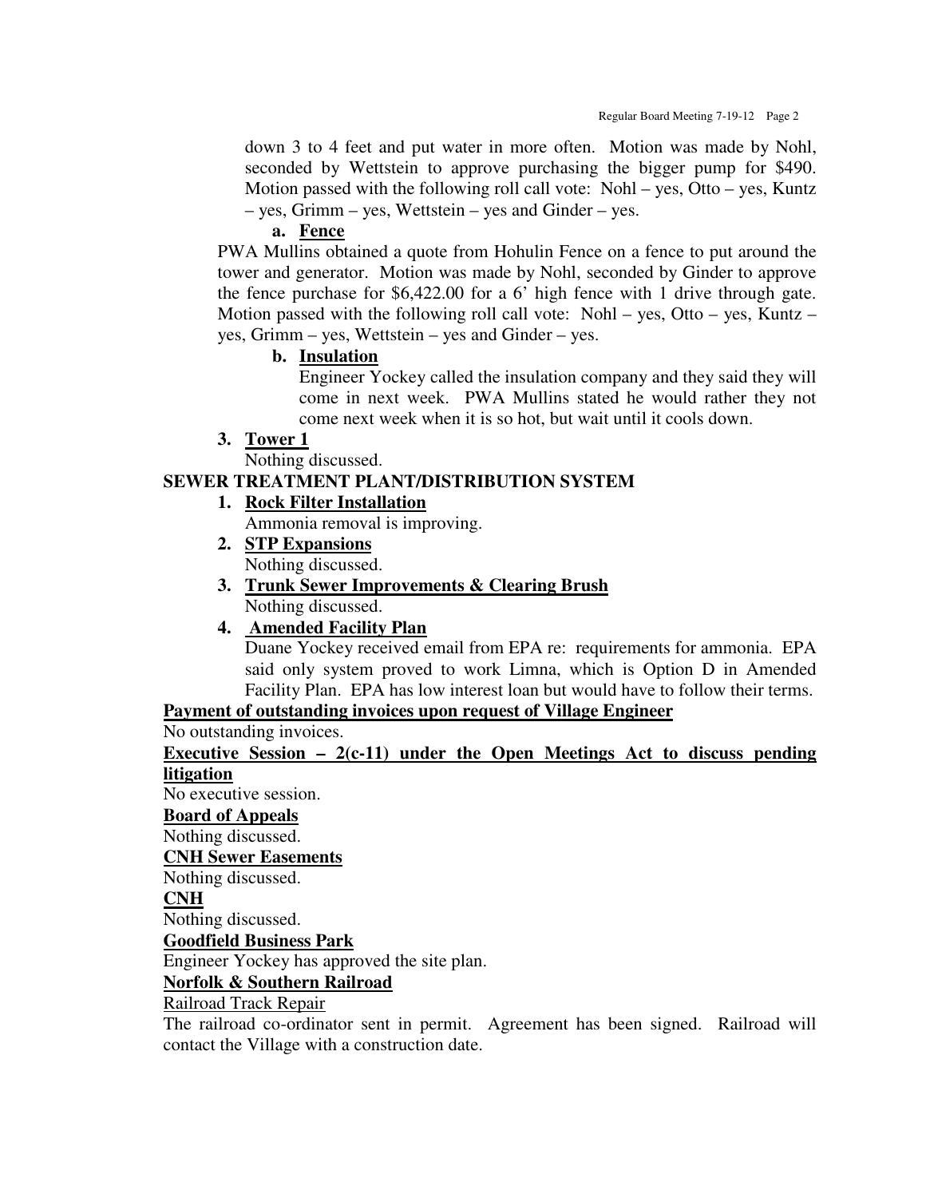down 3 to 4 feet and put water in more often. Motion was made by Nohl, seconded by Wettstein to approve purchasing the bigger pump for $490. Motion passed with the following roll call vote: Nohl – yes, Otto – yes, Kuntz – yes, Grimm – yes, Wettstein – yes and Ginder – yes.

a. **Fence**

PWA Mullins obtained a quote from Hohulin Fence on a fence to put around the tower and generator. Motion was made by Nohl, seconded by Ginder to approve the fence purchase for $6,422.00 for a 6' high fence with 1 drive through gate. Motion passed with the following roll call vote: Nohl – yes, Otto – yes, Kuntz – yes, Grimm – yes, Wettstein – yes and Ginder – yes.

b. **Insulation**

Engineer Yockey called the insulation company and they said they will come in next week. PWA Mullins stated he would rather they not come next week when it is so hot, but wait until it cools down.

3. **Tower 1**

Nothing discussed.

**SEWER TREATMENT PLANT/DISTRIBUTION SYSTEM**

1. **Rock Filter Installation**

   Ammonia removal is improving.

2. **STP Expansions**

   Nothing discussed.

3. **Trunk Sewer Improvements & Clearing Brush**

   Nothing discussed.

4. **Amended Facility Plan**

   Duane Yockey received email from EPA re: requirements for ammonia. EPA said only system proved to work Limna, which is Option D in Amended Facility Plan. EPA has low interest loan but would have to follow their terms.

**Payment of outstanding invoices upon request of Village Engineer**

No outstanding invoices.

**Executive Session – 2(c-11) under the Open Meetings Act to discuss pending litigation**

No executive session.

**Board of Appeals**

Nothing discussed.

**CNH Sewer Easements**

Nothing discussed.

**CNH**

Nothing discussed.

**Goodfield Business Park**

Engineer Yockey has approved the site plan.

**Norfolk & Southern Railroad**

Railroad Track Repair

The railroad co-ordinator sent in permit. Agreement has been signed. Railroad will contact the Village with a construction date.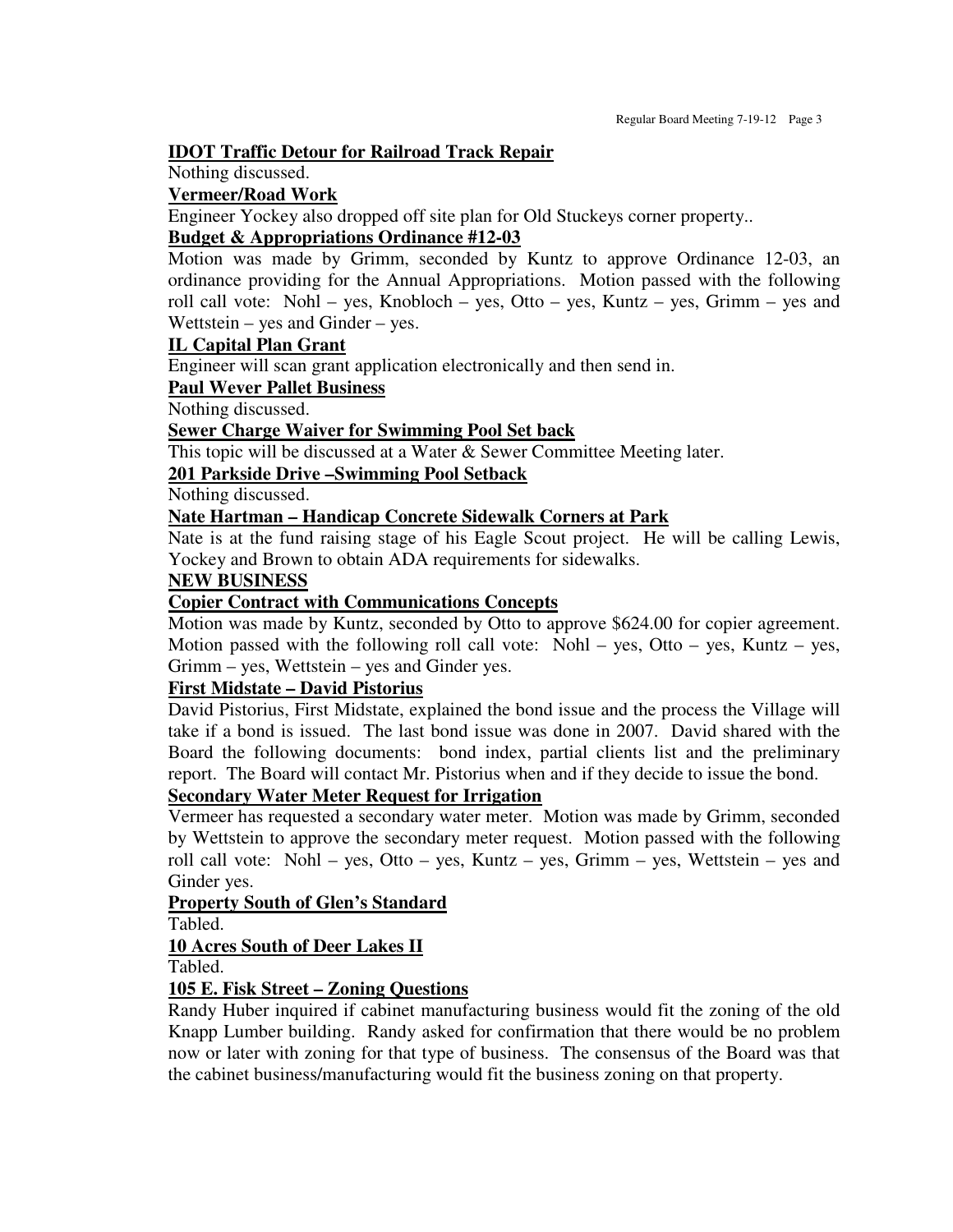**IDOT Traffic Detour for Railroad Track Repair**

Nothing discussed.

**Vermeer/Road Work**

Engineer Yockey also dropped off site plan for Old Stuckeys corner property..

**Budget & Appropriations Ordinance #12-03**

Motion was made by Grimm, seconded by Kuntz to approve Ordinance 12-03, an ordinance providing for the Annual Appropriations. Motion passed with the following roll call vote: Nohl – yes, Knobloch – yes, Otto – yes, Kuntz – yes, Grimm – yes and Wettstein – yes and Ginder – yes.

**IL Capital Plan Grant**

Engineer will scan grant application electronically and then send in.

**Paul Wever Pallet Business**

Nothing discussed.

**Sewer Charge Waiver for Swimming Pool Set back**

This topic will be discussed at a Water & Sewer Committee Meeting later.

**201 Parkside Drive –Swimming Pool Setback**

Nothing discussed.

**Nate Hartman – Handicap Concrete Sidewalk Corners at Park**

Nate is at the fund raising stage of his Eagle Scout project. He will be calling Lewis, Yockey and Brown to obtain ADA requirements for sidewalks.

**NEW BUSINESS**

**Copier Contract with Communications Concepts**

Motion was made by Kuntz, seconded by Otto to approve $624.00 for copier agreement. Motion passed with the following roll call vote: Nohl – yes, Otto – yes, Kuntz – yes, Grimm – yes, Wettstein – yes and Ginder yes.

**First Midstate – David Pistorius**

David Pistorius, First Midstate, explained the bond issue and the process the Village will take if a bond is issued. The last bond issue was done in 2007. David shared with the Board the following documents: bond index, partial clients list and the preliminary report. The Board will contact Mr. Pistorius when and if they decide to issue the bond.

**Secondary Water Meter Request for Irrigation**

Vermeer has requested a secondary water meter. Motion was made by Grimm, seconded by Wettstein to approve the secondary meter request. Motion passed with the following roll call vote: Nohl – yes, Otto – yes, Kuntz – yes, Grimm – yes, Wettstein – yes and Ginder yes.

**Property South of Glen's Standard**

Tabled.

**10 Acres South of Deer Lakes II**

Tabled.

**105 E. Fisk Street – Zoning Questions**

Randy Huber inquired if cabinet manufacturing business would fit the zoning of the old Knapp Lumber building. Randy asked for confirmation that there would be no problem now or later with zoning for that type of business. The consensus of the Board was that the cabinet business/manufacturing would fit the business zoning on that property.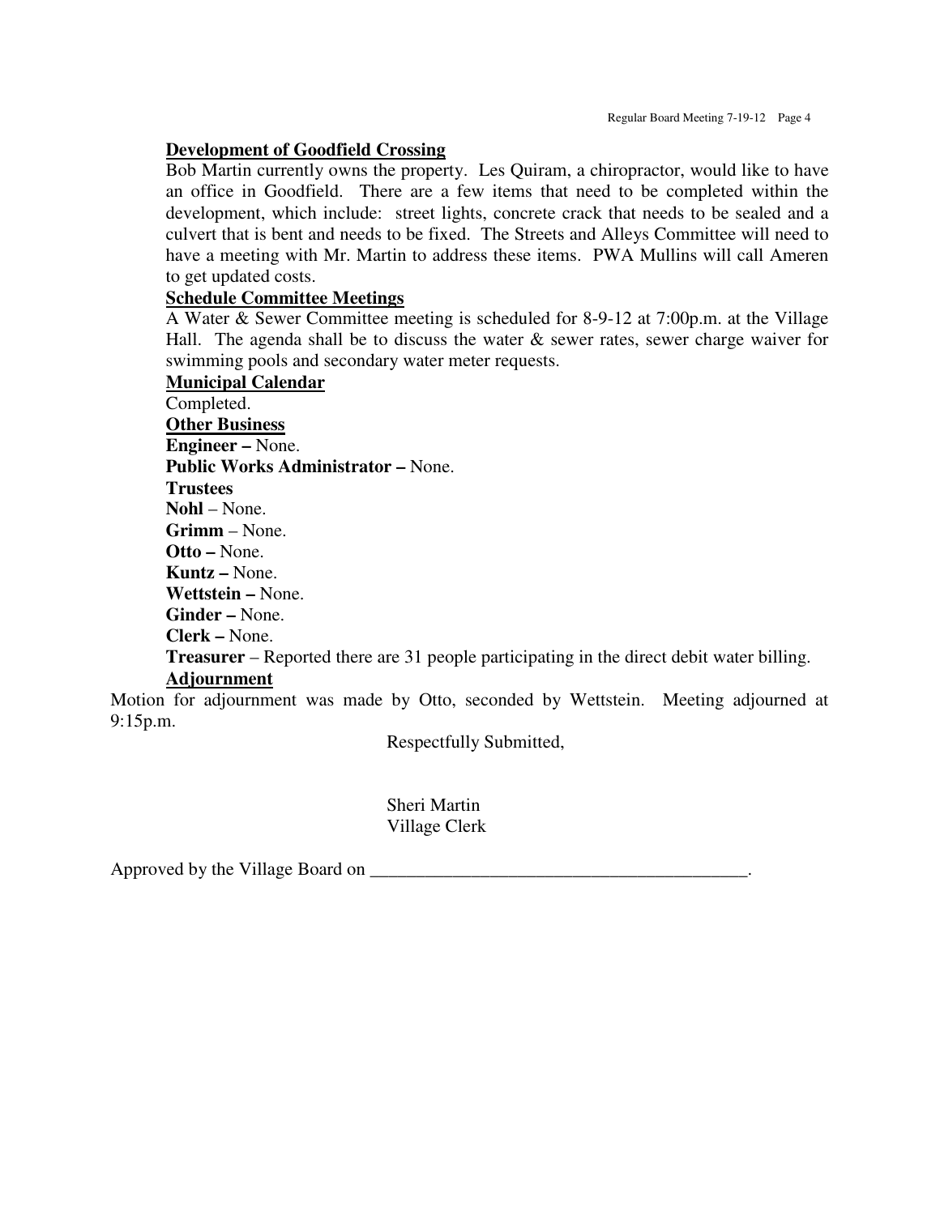**Development of Goodfield Crossing**

Bob Martin currently owns the property. Les Quiram, a chiropractor, would like to have an office in Goodfield. There are a few items that need to be completed within the development, which include: street lights, concrete crack that needs to be sealed and a culvert that is bent and needs to be fixed. The Streets and Alleys Committee will need to have a meeting with Mr. Martin to address these items. PWA Mullins will call Ameren to get updated costs.

**Schedule Committee Meetings**

A Water & Sewer Committee meeting is scheduled for 8-9-12 at 7:00p.m. at the Village Hall. The agenda shall be to discuss the water & sewer rates, sewer charge waiver for swimming pools and secondary water meter requests.

**Municipal Calendar**

Completed.

**Other Business**

**Engineer –** None.

**Public Works Administrator –** None.

**Trustees**

**Nohl** – None.

**Grimm** – None.

**Otto –** None.

**Kuntz –** None.

**Wettstein –** None.

**Ginder –** None.

**Clerk –** None.

**Treasurer** – Reported there are 31 people participating in the direct debit water billing.

**Adjournment**

Motion for adjournment was made by Otto, seconded by Wettstein. Meeting adjourned at 9:15p.m.

Respectfully Submitted,

Sheri Martin
Village Clerk

Approved by the Village Board on ___________________________________________.